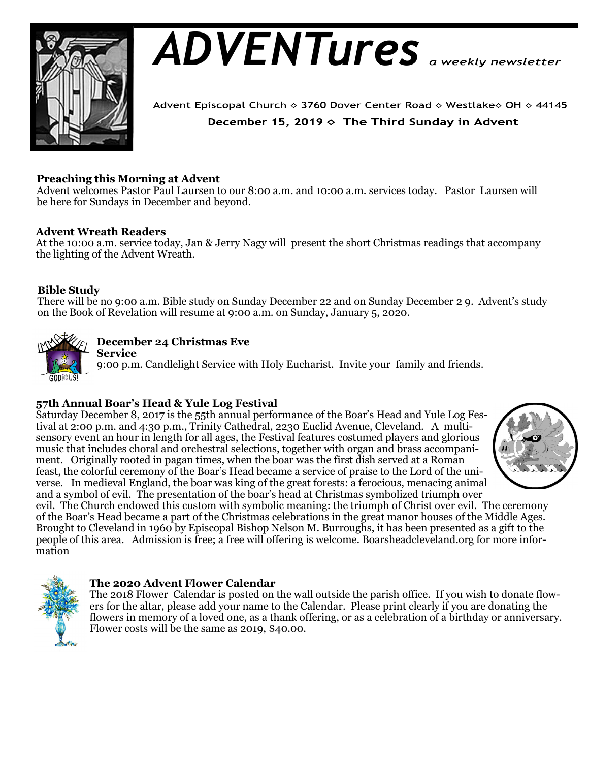# *ADVENTures* *a weekly newsletter*

Advent Episcopal Church ◇ 3760 Dover Center Road ◇ Westlake◇ OH ◇ 44145

**December 15, 2019 ◇ The Third Sunday in Advent**

**Preaching this Morning at Advent**
Advent welcomes Pastor Paul Laursen to our 8:00 a.m. and 10:00 a.m. services today. Pastor Laursen will be here for Sundays in December and beyond.

**Advent Wreath Readers**
At the 10:00 a.m. service today, Jan & Jerry Nagy will present the short Christmas readings that accompany the lighting of the Advent Wreath.

**Bible Study**
There will be no 9:00 a.m. Bible study on Sunday December 22 and on Sunday December 2 9. Advent's study on the Book of Revelation will resume at 9:00 a.m. on Sunday, January 5, 2020.

**December 24 Christmas Eve Service**
9:00 p.m. Candlelight Service with Holy Eucharist. Invite your family and friends.

**57th Annual Boar's Head & Yule Log Festival**
Saturday December 8, 2017 is the 55th annual performance of the Boar's Head and Yule Log Festival at 2:00 p.m. and 4:30 p.m., Trinity Cathedral, 2230 Euclid Avenue, Cleveland. A multi-sensory event an hour in length for all ages, the Festival features costumed players and glorious music that includes choral and orchestral selections, together with organ and brass accompaniment. Originally rooted in pagan times, when the boar was the first dish served at a Roman feast, the colorful ceremony of the Boar's Head became a service of praise to the Lord of the universe. In medieval England, the boar was king of the great forests: a ferocious, menacing animal and a symbol of evil. The presentation of the boar's head at Christmas symbolized triumph over evil. The Church endowed this custom with symbolic meaning: the triumph of Christ over evil. The ceremony of the Boar's Head became a part of the Christmas celebrations in the great manor houses of the Middle Ages. Brought to Cleveland in 1960 by Episcopal Bishop Nelson M. Burroughs, it has been presented as a gift to the people of this area. Admission is free; a free will offering is welcome. Boarsheadcleveland.org for more information

**The 2020 Advent Flower Calendar**
The 2018 Flower Calendar is posted on the wall outside the parish office. If you wish to donate flowers for the altar, please add your name to the Calendar. Please print clearly if you are donating the flowers in memory of a loved one, as a thank offering, or as a celebration of a birthday or anniversary. Flower costs will be the same as 2019, $40.00.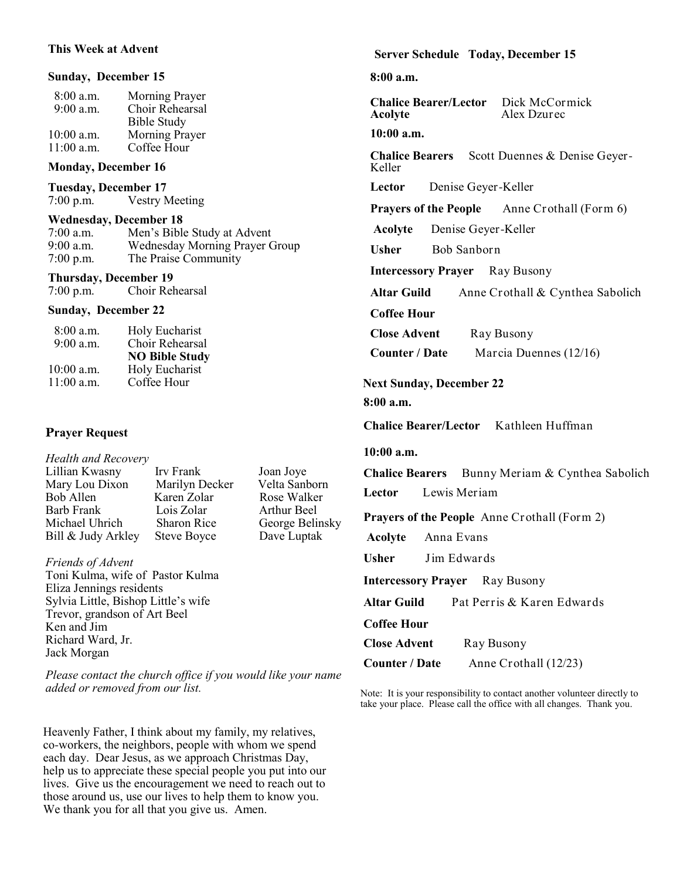## This Week at Advent

### Sunday, December 15

| | |
|---|---|
| 8:00 a.m. | Morning Prayer |
| 9:00 a.m. | Choir Rehearsal |
| | Bible Study |
| 10:00 a.m. | Morning Prayer |
| 11:00 a.m. | Coffee Hour |

### Monday, December 16

### Tuesday, December 17

| | |
|---|---|
| 7:00 p.m. | Vestry Meeting |

### Wednesday, December 18

| | |
|---|---|
| 7:00 a.m. | Men's Bible Study at Advent |
| 9:00 a.m. | Wednesday Morning Prayer Group |
| 7:00 p.m. | The Praise Community |

### Thursday, December 19

| | |
|---|---|
| 7:00 p.m. | Choir Rehearsal |

### Sunday, December 22

| | |
|---|---|
| 8:00 a.m. | Holy Eucharist |
| 9:00 a.m. | Choir Rehearsal |
| | **NO Bible Study** |
| 10:00 a.m. | Holy Eucharist |
| 11:00 a.m. | Coffee Hour |

## Prayer Request

*Health and Recovery*

| | | |
|---|---|---|
| Lillian Kwasny | Irv Frank | Joan Joye |
| Mary Lou Dixon | Marilyn Decker | Velta Sanborn |
| Bob Allen | Karen Zolar | Rose Walker |
| Barb Frank | Lois Zolar | Arthur Beel |
| Michael Uhrich | Sharon Rice | George Belinsky |
| Bill & Judy Arkley | Steve Boyce | Dave Luptak |

*Friends of Advent*

Toni Kulma, wife of Pastor Kulma
Eliza Jennings residents
Sylvia Little, Bishop Little's wife
Trevor, grandson of Art Beel
Ken and Jim
Richard Ward, Jr.
Jack Morgan

*Please contact the church office if you would like your name added or removed from our list.*

Heavenly Father, I think about my family, my relatives, co-workers, the neighbors, people with whom we spend each day. Dear Jesus, as we approach Christmas Day, help us to appreciate these special people you put into our lives. Give us the encouragement we need to reach out to those around us, use our lives to help them to know you. We thank you for all that you give us. Amen.

## Server Schedule Today, December 15

**8:00 a.m.**

**Chalice Bearer/Lector** Dick McCormick
**Acolyte** Alex Dzurec

**10:00 a.m.**

**Chalice Bearers** Scott Duennes & Denise Geyer-Keller

**Lector** Denise Geyer-Keller

**Prayers of the People** Anne Crothall (Form 6)

**Acolyte** Denise Geyer-Keller

**Usher** Bob Sanborn

**Intercessory Prayer** Ray Busony

**Altar Guild** Anne Crothall & Cynthea Sabolich

**Coffee Hour**

**Close Advent** Ray Busony

**Counter / Date** Marcia Duennes (12/16)

## Next Sunday, December 22

**8:00 a.m.**

**Chalice Bearer/Lector** Kathleen Huffman

**10:00 a.m.**

**Chalice Bearers** Bunny Meriam & Cynthea Sabolich

**Lector** Lewis Meriam

**Prayers of the People** Anne Crothall (Form 2)

**Acolyte** Anna Evans

**Usher** Jim Edwards

**Intercessory Prayer** Ray Busony

**Altar Guild** Pat Perris & Karen Edwards

**Coffee Hour**

**Close Advent** Ray Busony

**Counter / Date** Anne Crothall (12/23)

Note: It is your responsibility to contact another volunteer directly to take your place. Please call the office with all changes. Thank you.